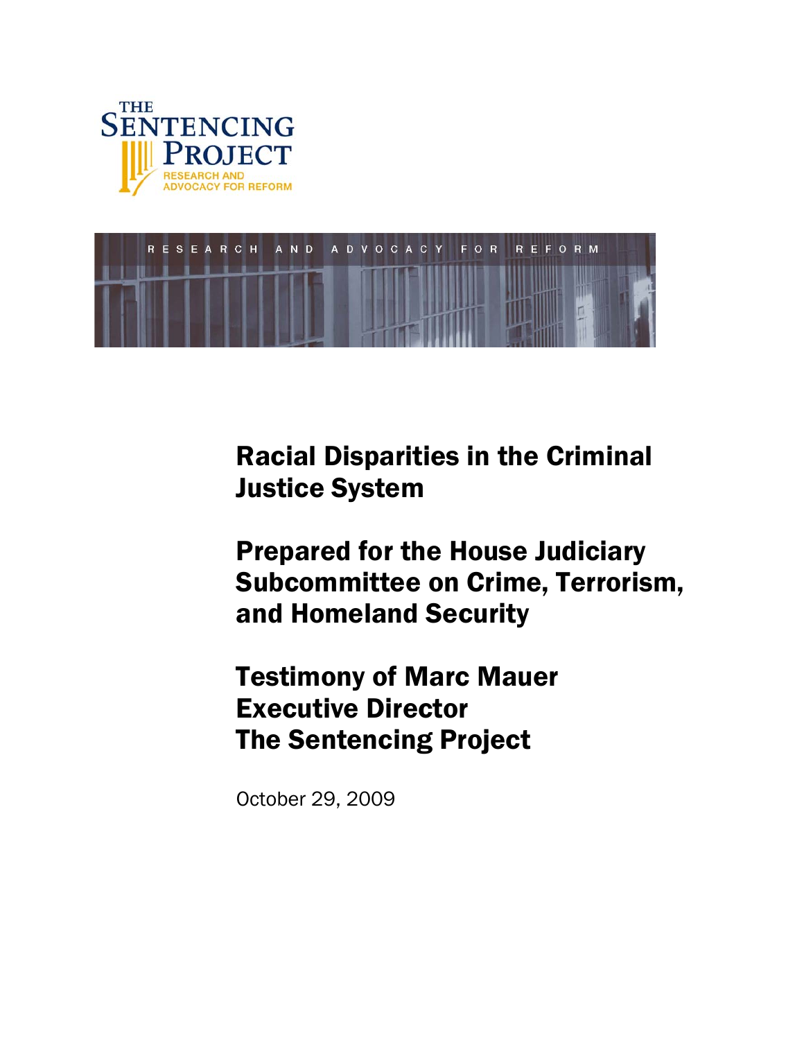THE SENTENCING PROJECT

RESEARCH AND ADVOCACY FOR REFORM

# Racial Disparities in the Criminal Justice System

## Prepared for the House Judiciary Subcommittee on Crime, Terrorism, and Homeland Security

## Testimony of Marc Mauer
## Executive Director
## The Sentencing Project

October 29, 2009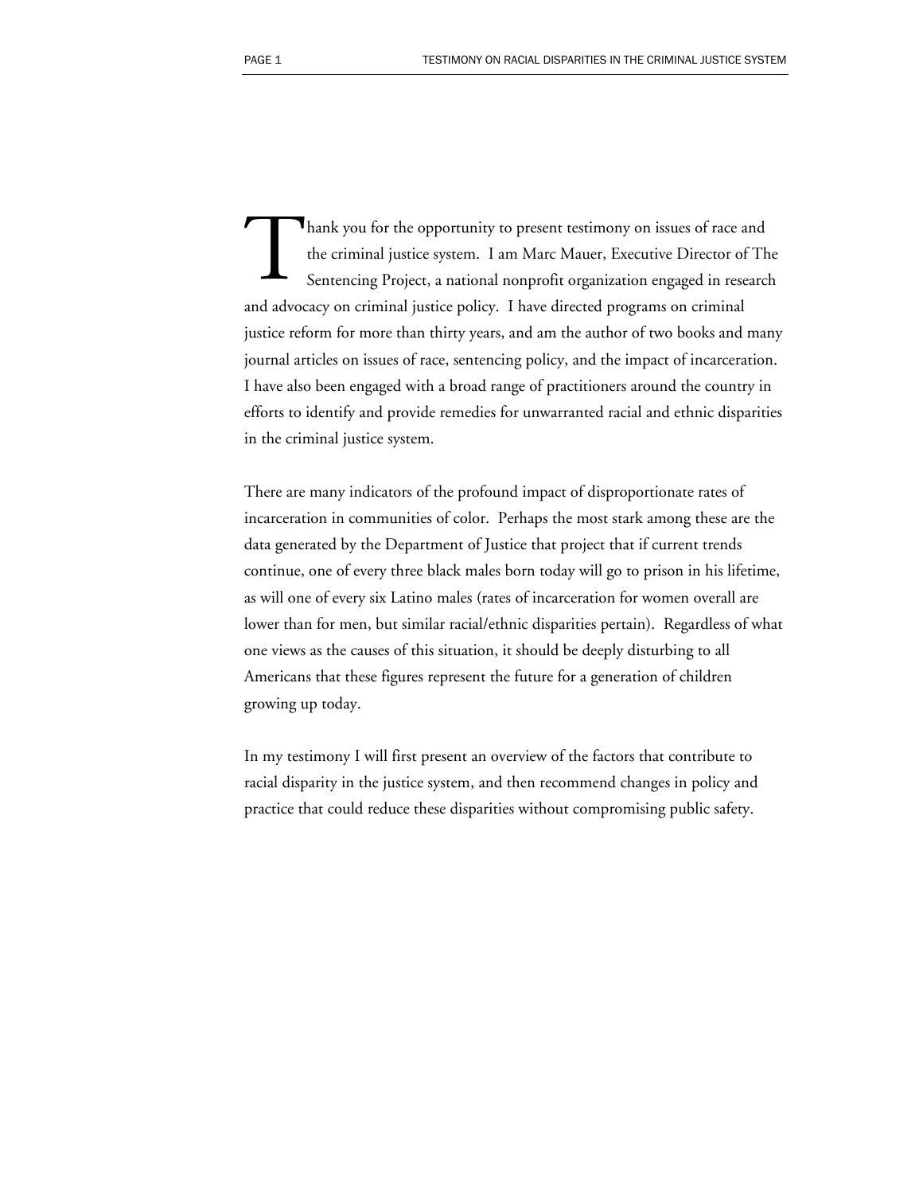Thank you for the opportunity to present testimony on issues of race and the criminal justice system. I am Marc Mauer, Executive Director of The Sentencing Project, a national nonprofit organization engaged in research and advocacy on criminal justice policy. I have directed programs on criminal justice reform for more than thirty years, and am the author of two books and many journal articles on issues of race, sentencing policy, and the impact of incarceration. I have also been engaged with a broad range of practitioners around the country in efforts to identify and provide remedies for unwarranted racial and ethnic disparities in the criminal justice system.

There are many indicators of the profound impact of disproportionate rates of incarceration in communities of color. Perhaps the most stark among these are the data generated by the Department of Justice that project that if current trends continue, one of every three black males born today will go to prison in his lifetime, as will one of every six Latino males (rates of incarceration for women overall are lower than for men, but similar racial/ethnic disparities pertain). Regardless of what one views as the causes of this situation, it should be deeply disturbing to all Americans that these figures represent the future for a generation of children growing up today.

In my testimony I will first present an overview of the factors that contribute to racial disparity in the justice system, and then recommend changes in policy and practice that could reduce these disparities without compromising public safety.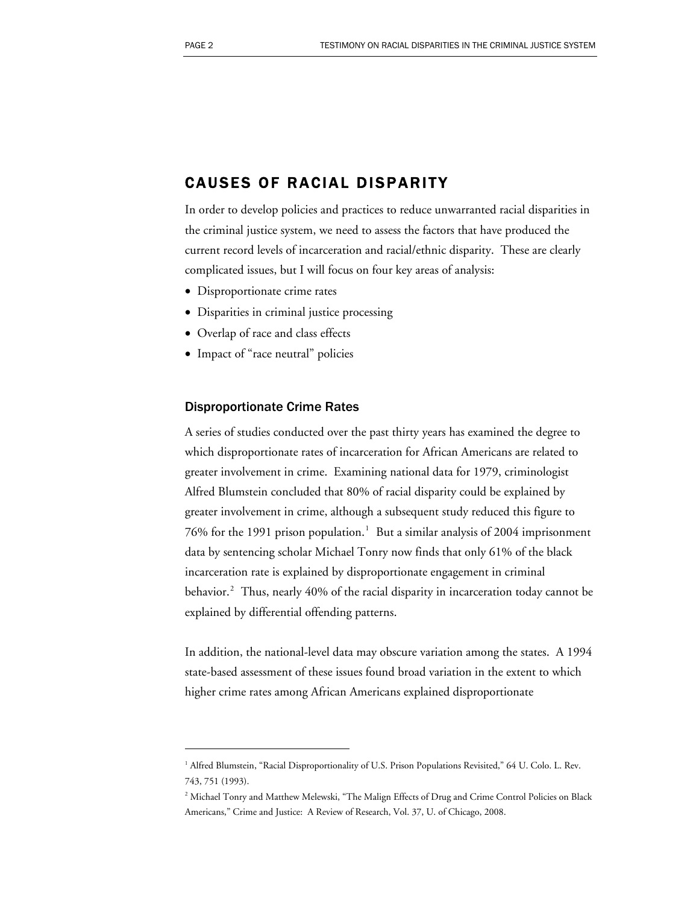## CAUSES OF RACIAL DISPARITY

In order to develop policies and practices to reduce unwarranted racial disparities in the criminal justice system, we need to assess the factors that have produced the current record levels of incarceration and racial/ethnic disparity. These are clearly complicated issues, but I will focus on four key areas of analysis:

- Disproportionate crime rates
- Disparities in criminal justice processing
- Overlap of race and class effects
- Impact of "race neutral" policies

### Disproportionate Crime Rates

A series of studies conducted over the past thirty years has examined the degree to which disproportionate rates of incarceration for African Americans are related to greater involvement in crime. Examining national data for 1979, criminologist Alfred Blumstein concluded that 80% of racial disparity could be explained by greater involvement in crime, although a subsequent study reduced this figure to 76% for the 1991 prison population.[1] But a similar analysis of 2004 imprisonment data by sentencing scholar Michael Tonry now finds that only 61% of the black incarceration rate is explained by disproportionate engagement in criminal behavior.[2] Thus, nearly 40% of the racial disparity in incarceration today cannot be explained by differential offending patterns.

In addition, the national-level data may obscure variation among the states. A 1994 state-based assessment of these issues found broad variation in the extent to which higher crime rates among African Americans explained disproportionate

---

[1] Alfred Blumstein, "Racial Disproportionality of U.S. Prison Populations Revisited," 64 U. Colo. L. Rev. 743, 751 (1993).

[2] Michael Tonry and Matthew Melewski, "The Malign Effects of Drug and Crime Control Policies on Black Americans," Crime and Justice: A Review of Research, Vol. 37, U. of Chicago, 2008.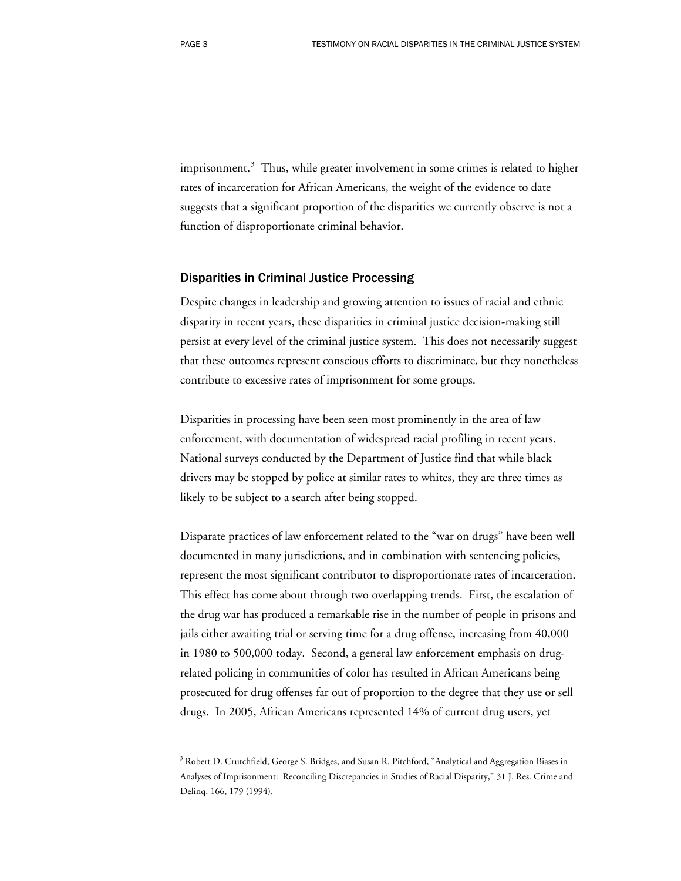imprisonment.[3] Thus, while greater involvement in some crimes is related to higher rates of incarceration for African Americans, the weight of the evidence to date suggests that a significant proportion of the disparities we currently observe is not a function of disproportionate criminal behavior.

## Disparities in Criminal Justice Processing

Despite changes in leadership and growing attention to issues of racial and ethnic disparity in recent years, these disparities in criminal justice decision-making still persist at every level of the criminal justice system. This does not necessarily suggest that these outcomes represent conscious efforts to discriminate, but they nonetheless contribute to excessive rates of imprisonment for some groups.

Disparities in processing have been seen most prominently in the area of law enforcement, with documentation of widespread racial profiling in recent years. National surveys conducted by the Department of Justice find that while black drivers may be stopped by police at similar rates to whites, they are three times as likely to be subject to a search after being stopped.

Disparate practices of law enforcement related to the "war on drugs" have been well documented in many jurisdictions, and in combination with sentencing policies, represent the most significant contributor to disproportionate rates of incarceration. This effect has come about through two overlapping trends. First, the escalation of the drug war has produced a remarkable rise in the number of people in prisons and jails either awaiting trial or serving time for a drug offense, increasing from 40,000 in 1980 to 500,000 today. Second, a general law enforcement emphasis on drug-related policing in communities of color has resulted in African Americans being prosecuted for drug offenses far out of proportion to the degree that they use or sell drugs. In 2005, African Americans represented 14% of current drug users, yet

---

[3] Robert D. Crutchfield, George S. Bridges, and Susan R. Pitchford, "Analytical and Aggregation Biases in Analyses of Imprisonment: Reconciling Discrepancies in Studies of Racial Disparity," 31 J. Res. Crime and Delinq. 166, 179 (1994).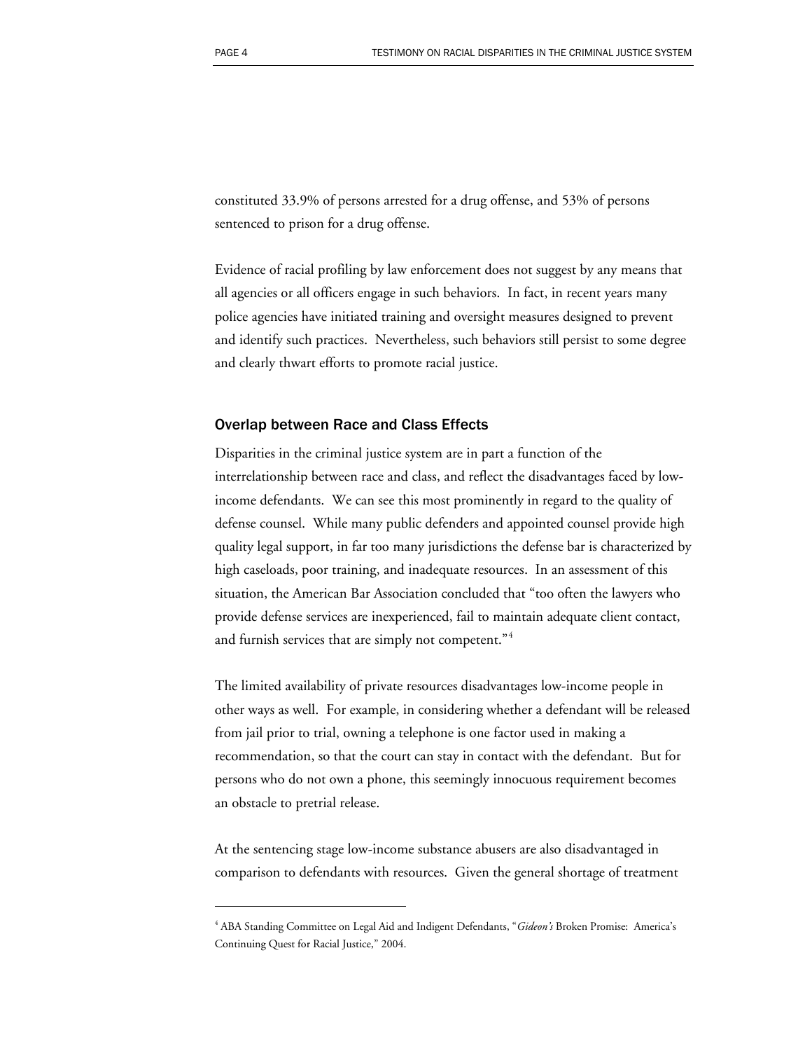constituted 33.9% of persons arrested for a drug offense, and 53% of persons sentenced to prison for a drug offense.

Evidence of racial profiling by law enforcement does not suggest by any means that all agencies or all officers engage in such behaviors. In fact, in recent years many police agencies have initiated training and oversight measures designed to prevent and identify such practices. Nevertheless, such behaviors still persist to some degree and clearly thwart efforts to promote racial justice.

### Overlap between Race and Class Effects

Disparities in the criminal justice system are in part a function of the interrelationship between race and class, and reflect the disadvantages faced by low-income defendants. We can see this most prominently in regard to the quality of defense counsel. While many public defenders and appointed counsel provide high quality legal support, in far too many jurisdictions the defense bar is characterized by high caseloads, poor training, and inadequate resources. In an assessment of this situation, the American Bar Association concluded that "too often the lawyers who provide defense services are inexperienced, fail to maintain adequate client contact, and furnish services that are simply not competent."[4]

The limited availability of private resources disadvantages low-income people in other ways as well. For example, in considering whether a defendant will be released from jail prior to trial, owning a telephone is one factor used in making a recommendation, so that the court can stay in contact with the defendant. But for persons who do not own a phone, this seemingly innocuous requirement becomes an obstacle to pretrial release.

At the sentencing stage low-income substance abusers are also disadvantaged in comparison to defendants with resources. Given the general shortage of treatment

---

[4] ABA Standing Committee on Legal Aid and Indigent Defendants, "*Gideon's* Broken Promise: America's Continuing Quest for Racial Justice," 2004.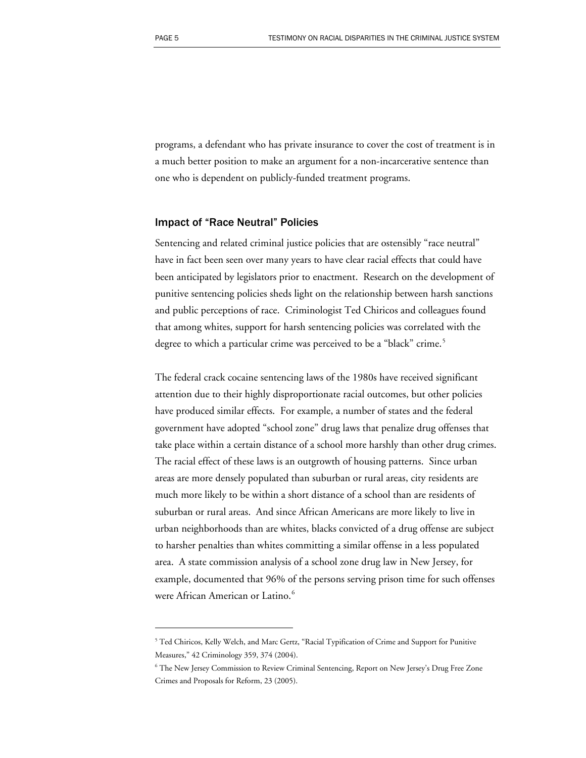programs, a defendant who has private insurance to cover the cost of treatment is in a much better position to make an argument for a non-incarcerative sentence than one who is dependent on publicly-funded treatment programs.

## Impact of "Race Neutral" Policies

Sentencing and related criminal justice policies that are ostensibly "race neutral" have in fact been seen over many years to have clear racial effects that could have been anticipated by legislators prior to enactment. Research on the development of punitive sentencing policies sheds light on the relationship between harsh sanctions and public perceptions of race. Criminologist Ted Chiricos and colleagues found that among whites, support for harsh sentencing policies was correlated with the degree to which a particular crime was perceived to be a "black" crime.[5]

The federal crack cocaine sentencing laws of the 1980s have received significant attention due to their highly disproportionate racial outcomes, but other policies have produced similar effects. For example, a number of states and the federal government have adopted "school zone" drug laws that penalize drug offenses that take place within a certain distance of a school more harshly than other drug crimes. The racial effect of these laws is an outgrowth of housing patterns. Since urban areas are more densely populated than suburban or rural areas, city residents are much more likely to be within a short distance of a school than are residents of suburban or rural areas. And since African Americans are more likely to live in urban neighborhoods than are whites, blacks convicted of a drug offense are subject to harsher penalties than whites committing a similar offense in a less populated area. A state commission analysis of a school zone drug law in New Jersey, for example, documented that 96% of the persons serving prison time for such offenses were African American or Latino.[6]

---

[5] Ted Chiricos, Kelly Welch, and Marc Gertz, "Racial Typification of Crime and Support for Punitive Measures," 42 Criminology 359, 374 (2004).

[6] The New Jersey Commission to Review Criminal Sentencing, Report on New Jersey's Drug Free Zone Crimes and Proposals for Reform, 23 (2005).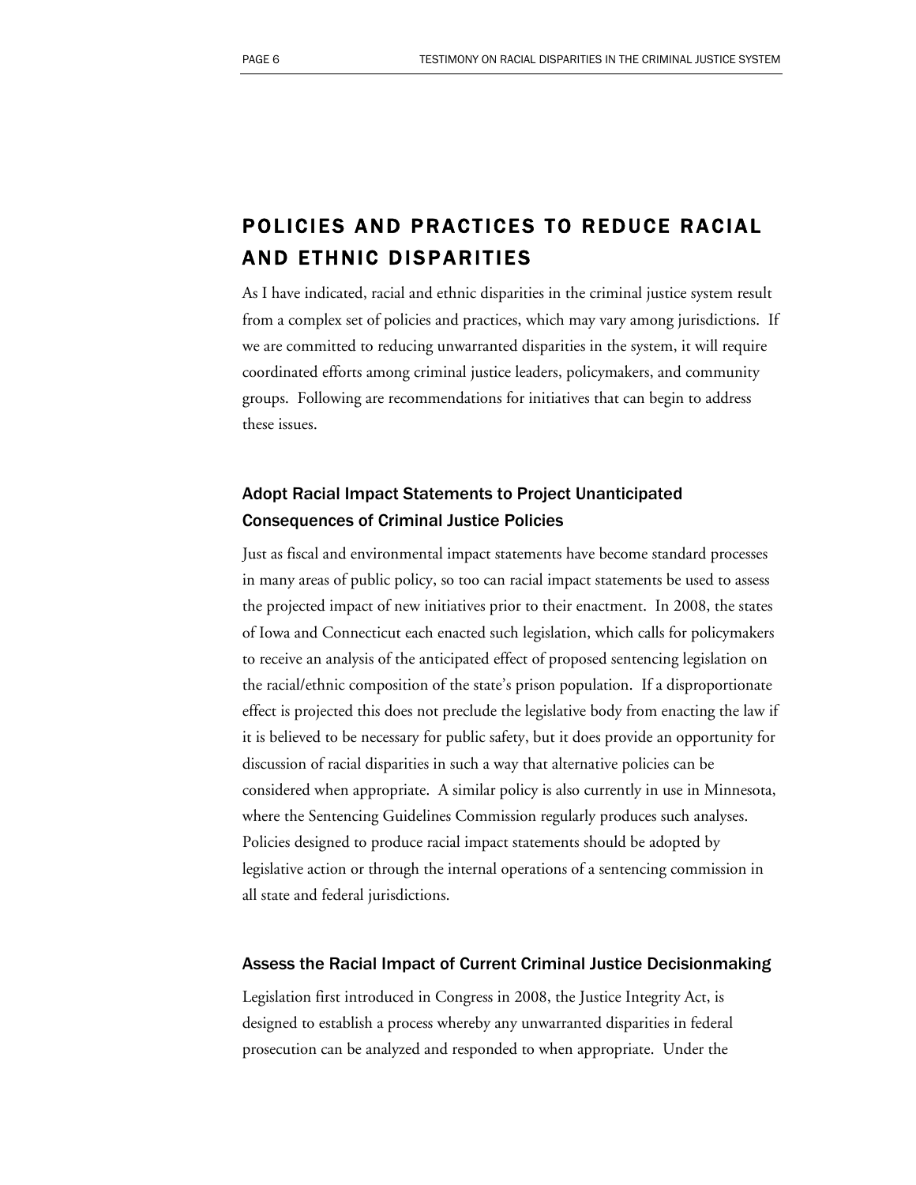## POLICIES AND PRACTICES TO REDUCE RACIAL AND ETHNIC DISPARITIES

As I have indicated, racial and ethnic disparities in the criminal justice system result from a complex set of policies and practices, which may vary among jurisdictions. If we are committed to reducing unwarranted disparities in the system, it will require coordinated efforts among criminal justice leaders, policymakers, and community groups. Following are recommendations for initiatives that can begin to address these issues.

### Adopt Racial Impact Statements to Project Unanticipated Consequences of Criminal Justice Policies

Just as fiscal and environmental impact statements have become standard processes in many areas of public policy, so too can racial impact statements be used to assess the projected impact of new initiatives prior to their enactment. In 2008, the states of Iowa and Connecticut each enacted such legislation, which calls for policymakers to receive an analysis of the anticipated effect of proposed sentencing legislation on the racial/ethnic composition of the state's prison population. If a disproportionate effect is projected this does not preclude the legislative body from enacting the law if it is believed to be necessary for public safety, but it does provide an opportunity for discussion of racial disparities in such a way that alternative policies can be considered when appropriate. A similar policy is also currently in use in Minnesota, where the Sentencing Guidelines Commission regularly produces such analyses. Policies designed to produce racial impact statements should be adopted by legislative action or through the internal operations of a sentencing commission in all state and federal jurisdictions.

### Assess the Racial Impact of Current Criminal Justice Decisionmaking

Legislation first introduced in Congress in 2008, the Justice Integrity Act, is designed to establish a process whereby any unwarranted disparities in federal prosecution can be analyzed and responded to when appropriate. Under the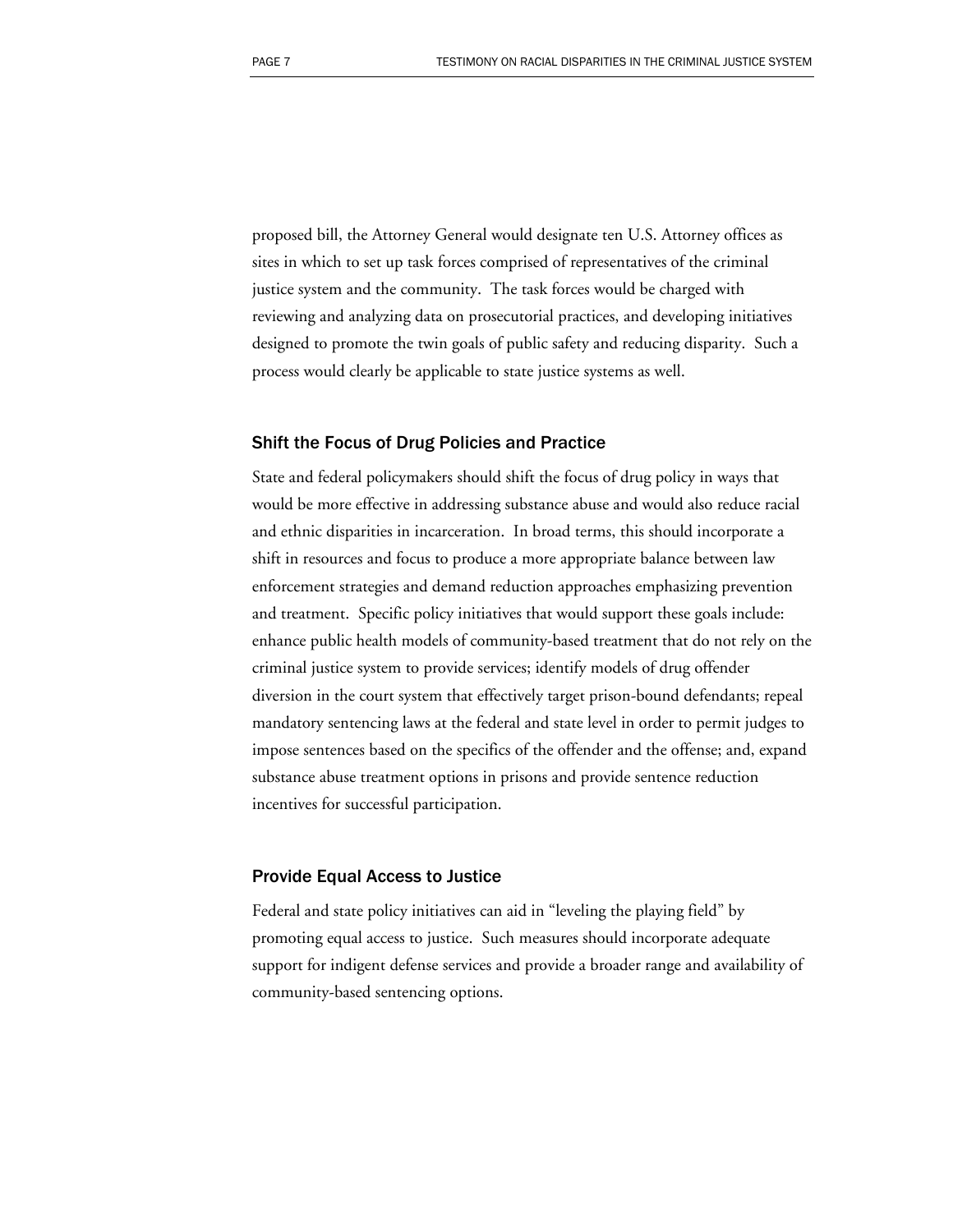proposed bill, the Attorney General would designate ten U.S. Attorney offices as sites in which to set up task forces comprised of representatives of the criminal justice system and the community. The task forces would be charged with reviewing and analyzing data on prosecutorial practices, and developing initiatives designed to promote the twin goals of public safety and reducing disparity. Such a process would clearly be applicable to state justice systems as well.

### Shift the Focus of Drug Policies and Practice

State and federal policymakers should shift the focus of drug policy in ways that would be more effective in addressing substance abuse and would also reduce racial and ethnic disparities in incarceration. In broad terms, this should incorporate a shift in resources and focus to produce a more appropriate balance between law enforcement strategies and demand reduction approaches emphasizing prevention and treatment. Specific policy initiatives that would support these goals include: enhance public health models of community-based treatment that do not rely on the criminal justice system to provide services; identify models of drug offender diversion in the court system that effectively target prison-bound defendants; repeal mandatory sentencing laws at the federal and state level in order to permit judges to impose sentences based on the specifics of the offender and the offense; and, expand substance abuse treatment options in prisons and provide sentence reduction incentives for successful participation.

### Provide Equal Access to Justice

Federal and state policy initiatives can aid in "leveling the playing field" by promoting equal access to justice. Such measures should incorporate adequate support for indigent defense services and provide a broader range and availability of community-based sentencing options.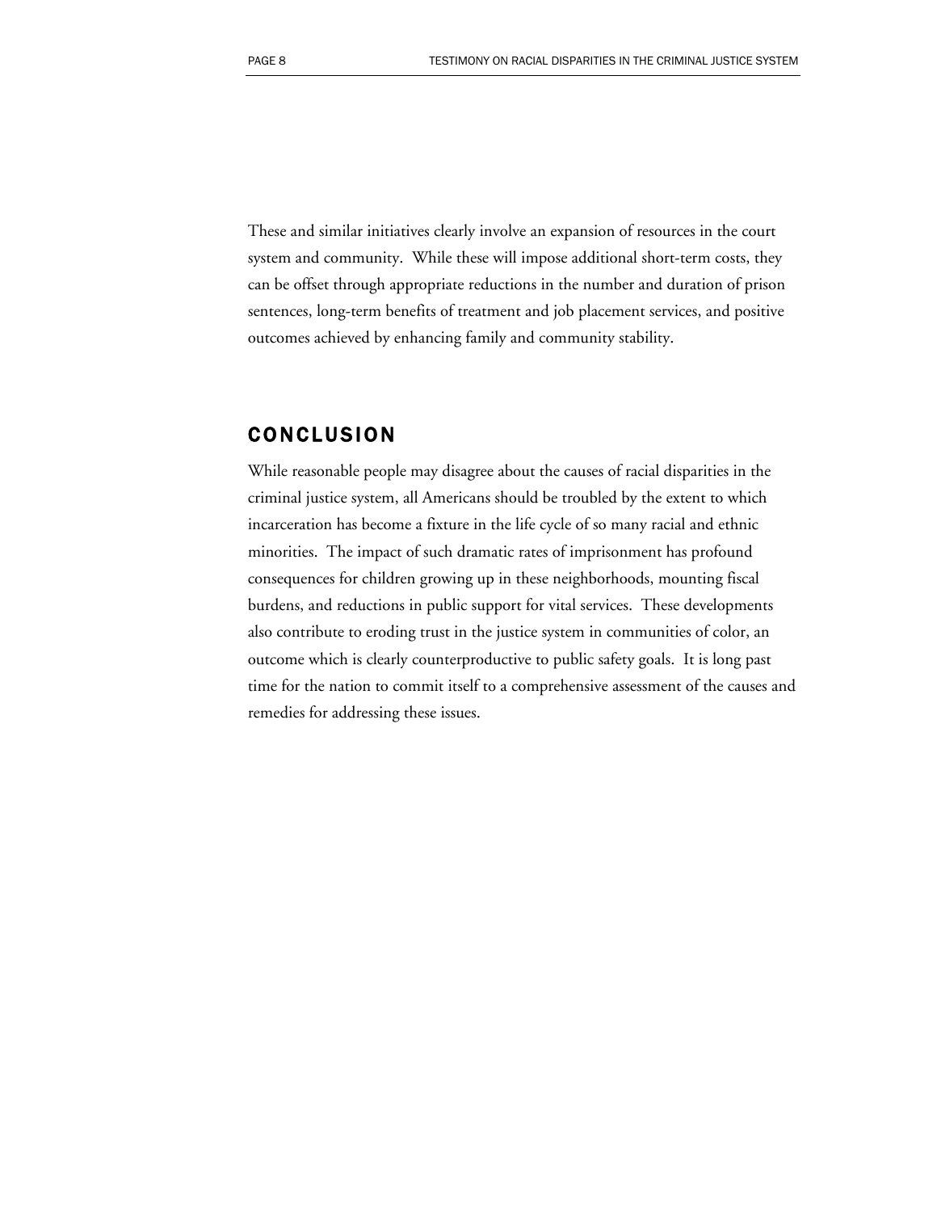These and similar initiatives clearly involve an expansion of resources in the court system and community. While these will impose additional short-term costs, they can be offset through appropriate reductions in the number and duration of prison sentences, long-term benefits of treatment and job placement services, and positive outcomes achieved by enhancing family and community stability.

## CONCLUSION

While reasonable people may disagree about the causes of racial disparities in the criminal justice system, all Americans should be troubled by the extent to which incarceration has become a fixture in the life cycle of so many racial and ethnic minorities. The impact of such dramatic rates of imprisonment has profound consequences for children growing up in these neighborhoods, mounting fiscal burdens, and reductions in public support for vital services. These developments also contribute to eroding trust in the justice system in communities of color, an outcome which is clearly counterproductive to public safety goals. It is long past time for the nation to commit itself to a comprehensive assessment of the causes and remedies for addressing these issues.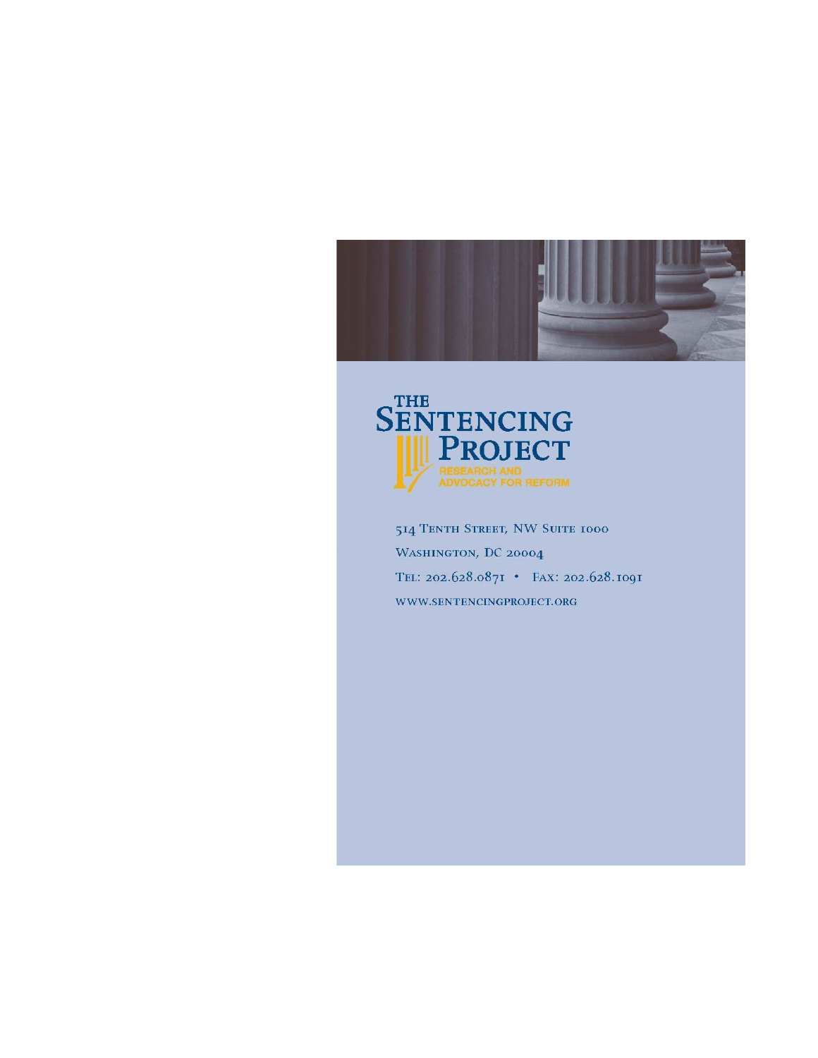THE SENTENCING PROJECT

RESEARCH AND ADVOCACY FOR REFORM

514 Tenth Street, NW Suite 1000

Washington, DC 20004

Tel: 202.628.0871 • Fax: 202.628.1091

www.sentencingproject.org